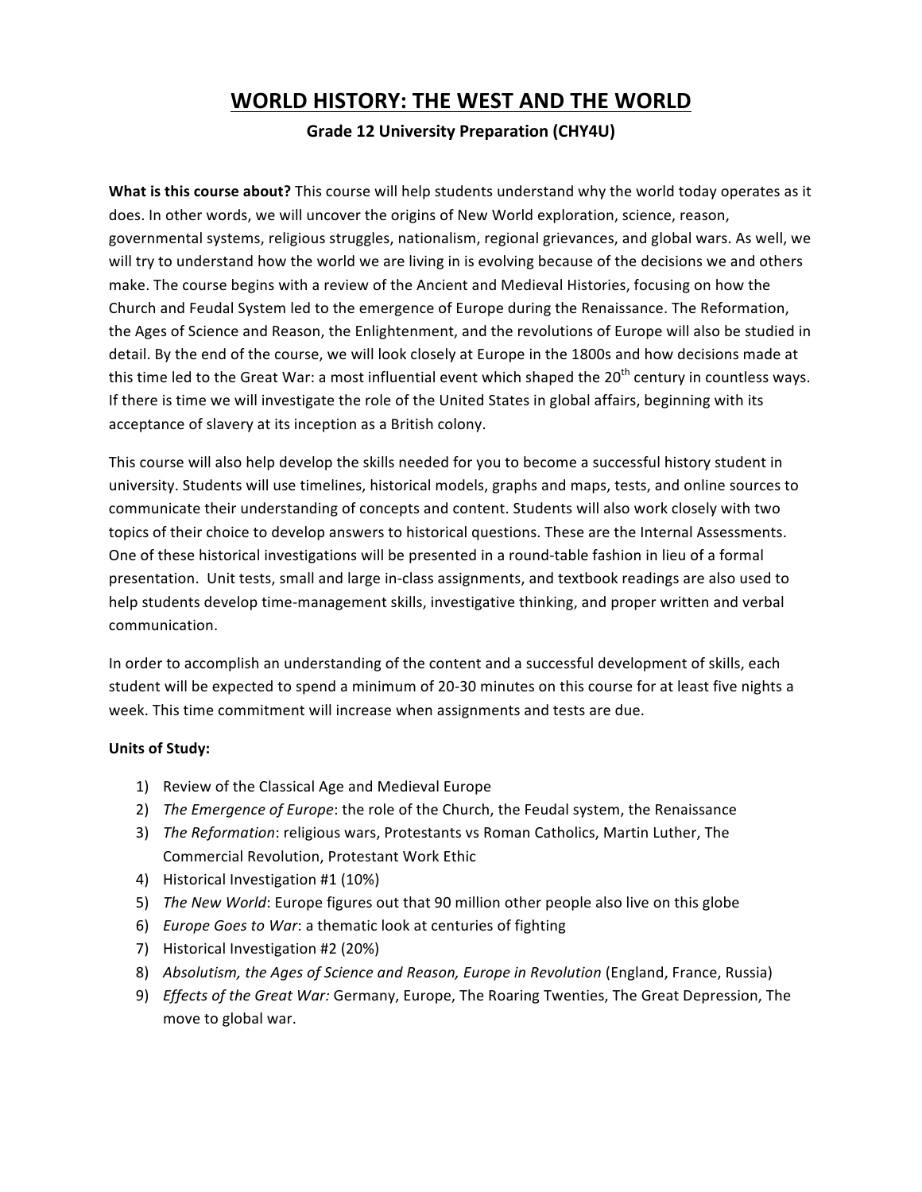# WORLD HISTORY: THE WEST AND THE WORLD

**Grade 12 University Preparation (CHY4U)**

**What is this course about?** This course will help students understand why the world today operates as it does. In other words, we will uncover the origins of New World exploration, science, reason, governmental systems, religious struggles, nationalism, regional grievances, and global wars. As well, we will try to understand how the world we are living in is evolving because of the decisions we and others make. The course begins with a review of the Ancient and Medieval Histories, focusing on how the Church and Feudal System led to the emergence of Europe during the Renaissance. The Reformation, the Ages of Science and Reason, the Enlightenment, and the revolutions of Europe will also be studied in detail. By the end of the course, we will look closely at Europe in the 1800s and how decisions made at this time led to the Great War: a most influential event which shaped the 20th century in countless ways. If there is time we will investigate the role of the United States in global affairs, beginning with its acceptance of slavery at its inception as a British colony.

This course will also help develop the skills needed for you to become a successful history student in university. Students will use timelines, historical models, graphs and maps, tests, and online sources to communicate their understanding of concepts and content. Students will also work closely with two topics of their choice to develop answers to historical questions. These are the Internal Assessments. One of these historical investigations will be presented in a round-table fashion in lieu of a formal presentation. Unit tests, small and large in-class assignments, and textbook readings are also used to help students develop time-management skills, investigative thinking, and proper written and verbal communication.

In order to accomplish an understanding of the content and a successful development of skills, each student will be expected to spend a minimum of 20-30 minutes on this course for at least five nights a week. This time commitment will increase when assignments and tests are due.

**Units of Study:**

1) Review of the Classical Age and Medieval Europe
2) *The Emergence of Europe*: the role of the Church, the Feudal system, the Renaissance
3) *The Reformation*: religious wars, Protestants vs Roman Catholics, Martin Luther, The Commercial Revolution, Protestant Work Ethic
4) Historical Investigation #1 (10%)
5) *The New World*: Europe figures out that 90 million other people also live on this globe
6) *Europe Goes to War*: a thematic look at centuries of fighting
7) Historical Investigation #2 (20%)
8) *Absolutism, the Ages of Science and Reason, Europe in Revolution* (England, France, Russia)
9) *Effects of the Great War:* Germany, Europe, The Roaring Twenties, The Great Depression, The move to global war.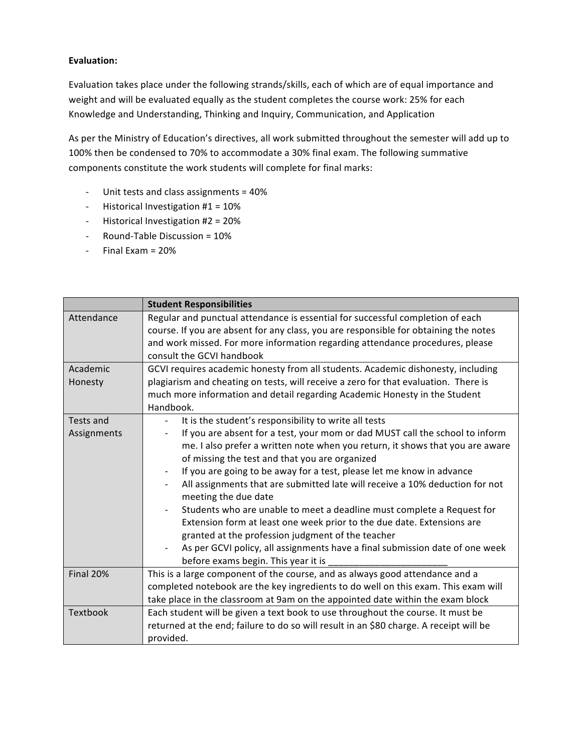**Evaluation:**

Evaluation takes place under the following strands/skills, each of which are of equal importance and weight and will be evaluated equally as the student completes the course work: 25% for each Knowledge and Understanding, Thinking and Inquiry, Communication, and Application

As per the Ministry of Education's directives, all work submitted throughout the semester will add up to 100% then be condensed to 70% to accommodate a 30% final exam. The following summative components constitute the work students will complete for final marks:

- Unit tests and class assignments = 40%
- Historical Investigation #1 = 10%
- Historical Investigation #2 = 20%
- Round-Table Discussion = 10%
- Final Exam = 20%

| | **Student Responsibilities** |
|---|---|
| Attendance | Regular and punctual attendance is essential for successful completion of each course. If you are absent for any class, you are responsible for obtaining the notes and work missed. For more information regarding attendance procedures, please consult the GCVI handbook |
| Academic Honesty | GCVI requires academic honesty from all students. Academic dishonesty, including plagiarism and cheating on tests, will receive a zero for that evaluation. There is much more information and detail regarding Academic Honesty in the Student Handbook. |
| Tests and Assignments | - It is the student's responsibility to write all tests<br>- If you are absent for a test, your mom or dad MUST call the school to inform me. I also prefer a written note when you return, it shows that you are aware of missing the test and that you are organized<br>- If you are going to be away for a test, please let me know in advance<br>- All assignments that are submitted late will receive a 10% deduction for not meeting the due date<br>- Students who are unable to meet a deadline must complete a Request for Extension form at least one week prior to the due date. Extensions are granted at the profession judgment of the teacher<br>- As per GCVI policy, all assignments have a final submission date of one week before exams begin. This year it is _______________________ |
| Final 20% | This is a large component of the course, and as always good attendance and a completed notebook are the key ingredients to do well on this exam. This exam will take place in the classroom at 9am on the appointed date within the exam block |
| Textbook | Each student will be given a text book to use throughout the course. It must be returned at the end; failure to do so will result in an $80 charge. A receipt will be provided. |